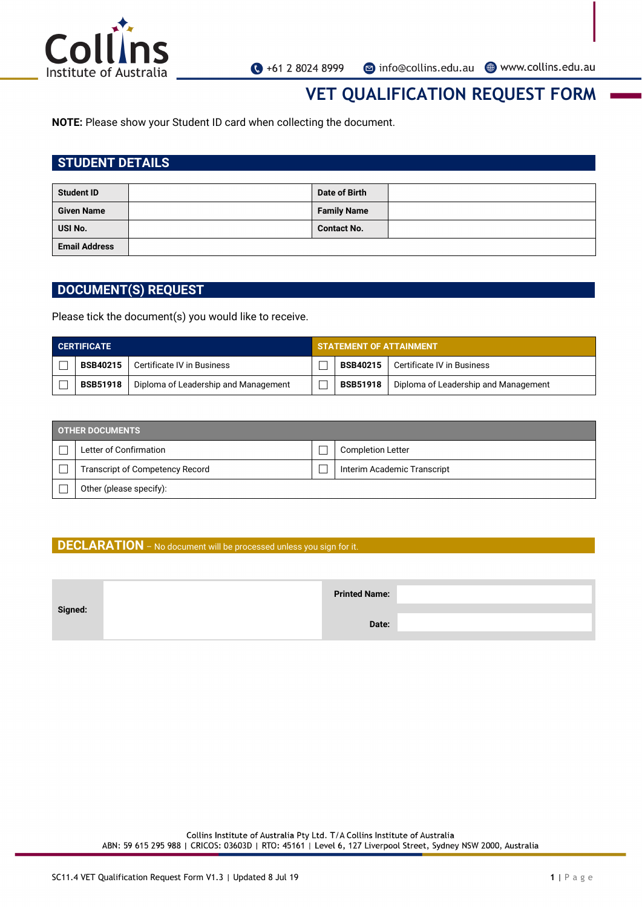Collins Institute of Australia

+61 2 8024 8999 | info@collins.edu.au | www.collins.edu.au

# VET QUALIFICATION REQUEST FORM

**NOTE:** Please show your Student ID card when collecting the document.

## STUDENT DETAILS

| **Student ID** | | **Date of Birth** | |
|---|---|---|---|
| **Given Name** | | **Family Name** | |
| **USI No.** | | **Contact No.** | |
| **Email Address** | | | |

## DOCUMENT(S) REQUEST

Please tick the document(s) you would like to receive.

| CERTIFICATE | | | STATEMENT OF ATTAINMENT | | |
|---|---|---|---|---|---|
| ☐ | **BSB40215** | Certificate IV in Business | ☐ | **BSB40215** | Certificate IV in Business |
| ☐ | **BSB51918** | Diploma of Leadership and Management | ☐ | **BSB51918** | Diploma of Leadership and Management |

| OTHER DOCUMENTS | | | |
|---|---|---|---|
| ☐ | Letter of Confirmation | ☐ | Completion Letter |
| ☐ | Transcript of Competency Record | ☐ | Interim Academic Transcript |
| ☐ | Other (please specify): | | |

## DECLARATION – No document will be processed unless you sign for it.

| **Signed:** | | **Printed Name:** | |
|---|---|---|---|
| | | **Date:** | |

Collins Institute of Australia Pty Ltd. T/A Collins Institute of Australia
ABN: 59 615 295 988 | CRICOS: 03603D | RTO: 45161 | Level 6, 127 Liverpool Street, Sydney NSW 2000, Australia

SC11.4 VET Qualification Request Form V1.3 | Updated 8 Jul 19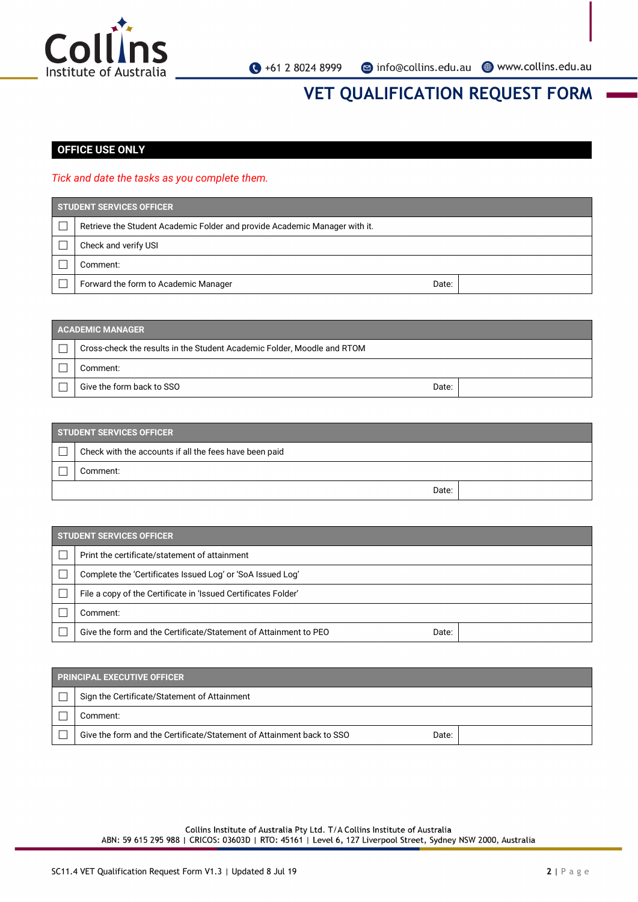# VET QUALIFICATION REQUEST FORM

## OFFICE USE ONLY

*Tick and date the tasks as you complete them.*

| STUDENT SERVICES OFFICER | | | |
|---|---|---|---|
| ☐ | Retrieve the Student Academic Folder and provide Academic Manager with it. | | |
| ☐ | Check and verify USI | | |
| ☐ | Comment: | | |
| ☐ | Forward the form to Academic Manager | Date: | |

| ACADEMIC MANAGER | | | |
|---|---|---|---|
| ☐ | Cross-check the results in the Student Academic Folder, Moodle and RTOM | | |
| ☐ | Comment: | | |
| ☐ | Give the form back to SSO | Date: | |

| STUDENT SERVICES OFFICER | | | |
|---|---|---|---|
| ☐ | Check with the accounts if all the fees have been paid | | |
| ☐ | Comment: | | |
| | | Date: | |

| STUDENT SERVICES OFFICER | | | |
|---|---|---|---|
| ☐ | Print the certificate/statement of attainment | | |
| ☐ | Complete the 'Certificates Issued Log' or 'SoA Issued Log' | | |
| ☐ | File a copy of the Certificate in 'Issued Certificates Folder' | | |
| ☐ | Comment: | | |
| ☐ | Give the form and the Certificate/Statement of Attainment to PEO | Date: | |

| PRINCIPAL EXECUTIVE OFFICER | | | |
|---|---|---|---|
| ☐ | Sign the Certificate/Statement of Attainment | | |
| ☐ | Comment: | | |
| ☐ | Give the form and the Certificate/Statement of Attainment back to SSO | Date: | |